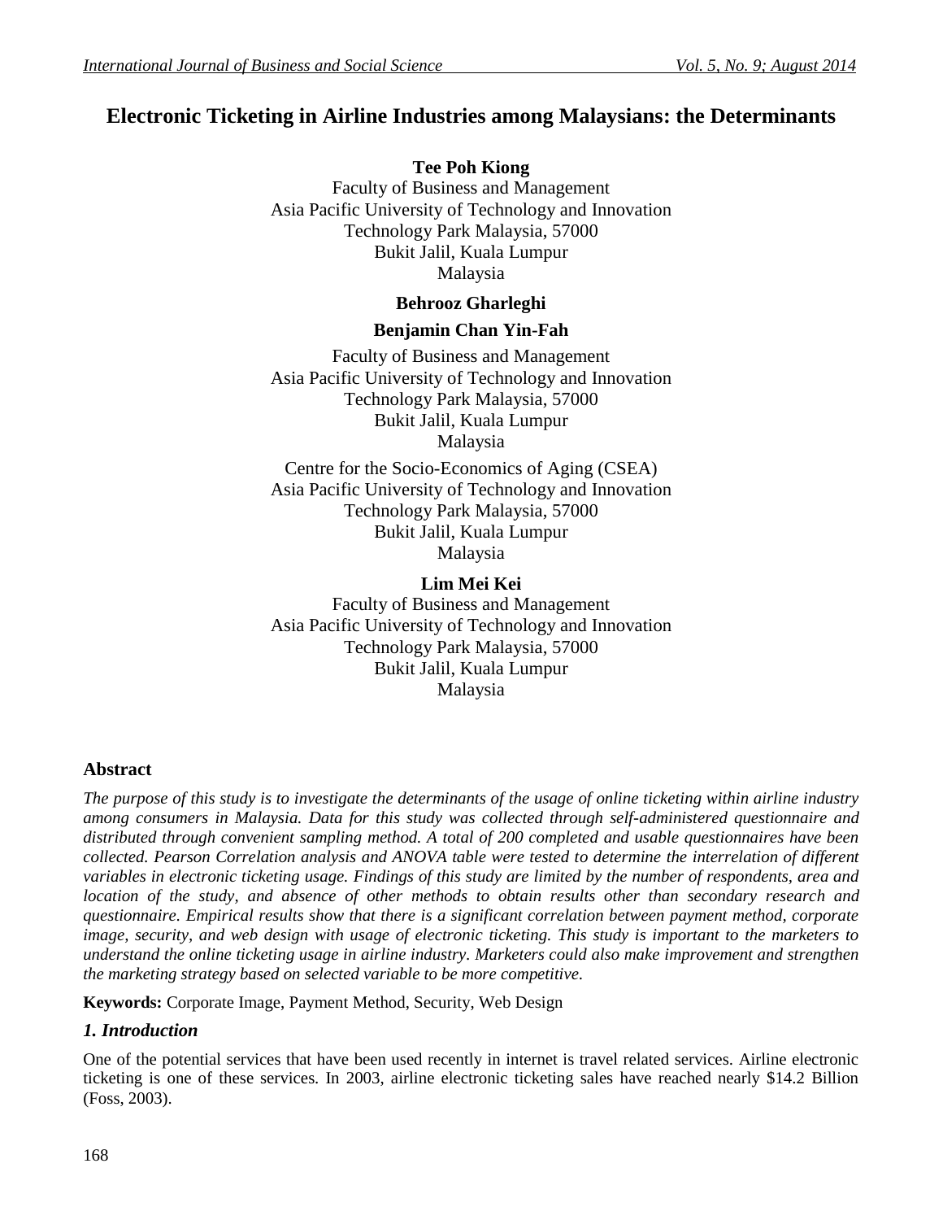# Electronic Ticketing in Airline Industries among Malaysians: the Determinants

**Tee Poh Kiong**
Faculty of Business and Management
Asia Pacific University of Technology and Innovation
Technology Park Malaysia, 57000
Bukit Jalil, Kuala Lumpur
Malaysia

**Behrooz Gharleghi**

**Benjamin Chan Yin-Fah**

Faculty of Business and Management
Asia Pacific University of Technology and Innovation
Technology Park Malaysia, 57000
Bukit Jalil, Kuala Lumpur
Malaysia

Centre for the Socio-Economics of Aging (CSEA)
Asia Pacific University of Technology and Innovation
Technology Park Malaysia, 57000
Bukit Jalil, Kuala Lumpur
Malaysia

**Lim Mei Kei**
Faculty of Business and Management
Asia Pacific University of Technology and Innovation
Technology Park Malaysia, 57000
Bukit Jalil, Kuala Lumpur
Malaysia

## Abstract

*The purpose of this study is to investigate the determinants of the usage of online ticketing within airline industry among consumers in Malaysia. Data for this study was collected through self-administered questionnaire and distributed through convenient sampling method. A total of 200 completed and usable questionnaires have been collected. Pearson Correlation analysis and ANOVA table were tested to determine the interrelation of different variables in electronic ticketing usage. Findings of this study are limited by the number of respondents, area and location of the study, and absence of other methods to obtain results other than secondary research and questionnaire. Empirical results show that there is a significant correlation between payment method, corporate image, security, and web design with usage of electronic ticketing. This study is important to the marketers to understand the online ticketing usage in airline industry. Marketers could also make improvement and strengthen the marketing strategy based on selected variable to be more competitive.*

**Keywords:** Corporate Image, Payment Method, Security, Web Design

## *1. Introduction*

One of the potential services that have been used recently in internet is travel related services. Airline electronic ticketing is one of these services. In 2003, airline electronic ticketing sales have reached nearly $14.2 Billion (Foss, 2003).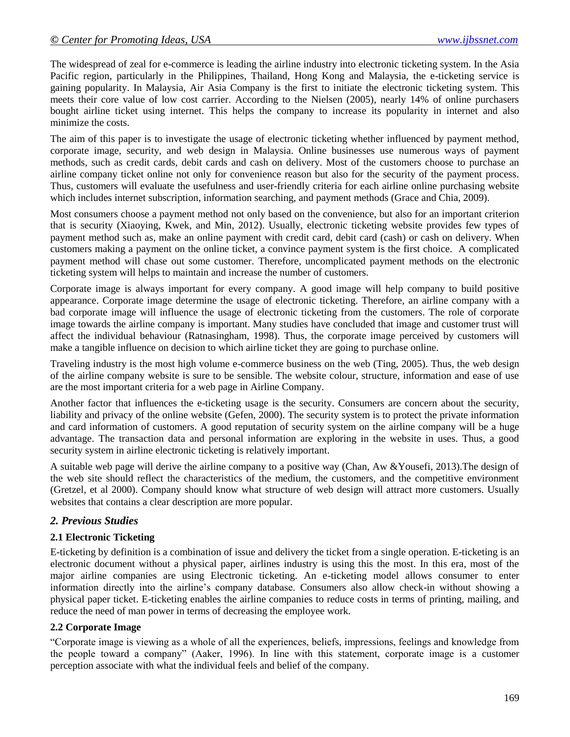The widespread of zeal for e-commerce is leading the airline industry into electronic ticketing system. In the Asia Pacific region, particularly in the Philippines, Thailand, Hong Kong and Malaysia, the e-ticketing service is gaining popularity. In Malaysia, Air Asia Company is the first to initiate the electronic ticketing system. This meets their core value of low cost carrier. According to the Nielsen (2005), nearly 14% of online purchasers bought airline ticket using internet. This helps the company to increase its popularity in internet and also minimize the costs.

The aim of this paper is to investigate the usage of electronic ticketing whether influenced by payment method, corporate image, security, and web design in Malaysia. Online businesses use numerous ways of payment methods, such as credit cards, debit cards and cash on delivery. Most of the customers choose to purchase an airline company ticket online not only for convenience reason but also for the security of the payment process. Thus, customers will evaluate the usefulness and user-friendly criteria for each airline online purchasing website which includes internet subscription, information searching, and payment methods (Grace and Chia, 2009).

Most consumers choose a payment method not only based on the convenience, but also for an important criterion that is security (Xiaoying, Kwek, and Min, 2012). Usually, electronic ticketing website provides few types of payment method such as, make an online payment with credit card, debit card (cash) or cash on delivery. When customers making a payment on the online ticket, a convince payment system is the first choice. A complicated payment method will chase out some customer. Therefore, uncomplicated payment methods on the electronic ticketing system will helps to maintain and increase the number of customers.

Corporate image is always important for every company. A good image will help company to build positive appearance. Corporate image determine the usage of electronic ticketing. Therefore, an airline company with a bad corporate image will influence the usage of electronic ticketing from the customers. The role of corporate image towards the airline company is important. Many studies have concluded that image and customer trust will affect the individual behaviour (Ratnasingham, 1998). Thus, the corporate image perceived by customers will make a tangible influence on decision to which airline ticket they are going to purchase online.

Traveling industry is the most high volume e-commerce business on the web (Ting, 2005). Thus, the web design of the airline company website is sure to be sensible. The website colour, structure, information and ease of use are the most important criteria for a web page in Airline Company.

Another factor that influences the e-ticketing usage is the security. Consumers are concern about the security, liability and privacy of the online website (Gefen, 2000). The security system is to protect the private information and card information of customers. A good reputation of security system on the airline company will be a huge advantage. The transaction data and personal information are exploring in the website in uses. Thus, a good security system in airline electronic ticketing is relatively important.

A suitable web page will derive the airline company to a positive way (Chan, Aw &Yousefi, 2013).The design of the web site should reflect the characteristics of the medium, the customers, and the competitive environment (Gretzel, et al 2000). Company should know what structure of web design will attract more customers. Usually websites that contains a clear description are more popular.

## *2. Previous Studies*

### 2.1 Electronic Ticketing

E-ticketing by definition is a combination of issue and delivery the ticket from a single operation. E-ticketing is an electronic document without a physical paper, airlines industry is using this the most. In this era, most of the major airline companies are using Electronic ticketing. An e-ticketing model allows consumer to enter information directly into the airline's company database. Consumers also allow check-in without showing a physical paper ticket. E-ticketing enables the airline companies to reduce costs in terms of printing, mailing, and reduce the need of man power in terms of decreasing the employee work.

### 2.2 Corporate Image

"Corporate image is viewing as a whole of all the experiences, beliefs, impressions, feelings and knowledge from the people toward a company" (Aaker, 1996). In line with this statement, corporate image is a customer perception associate with what the individual feels and belief of the company.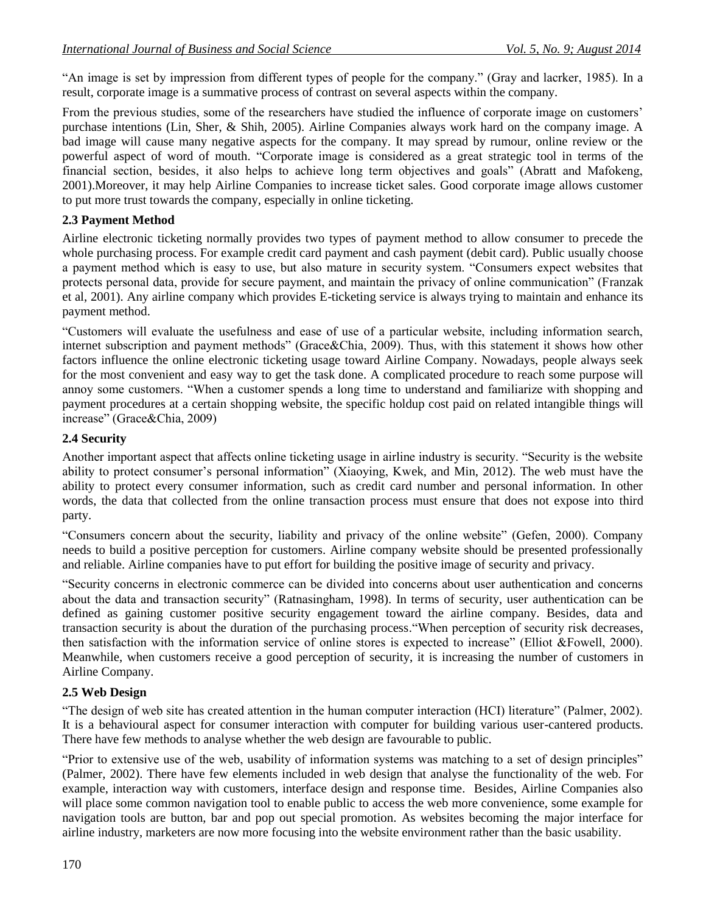"An image is set by impression from different types of people for the company." (Gray and lacrker, 1985). In a result, corporate image is a summative process of contrast on several aspects within the company.

From the previous studies, some of the researchers have studied the influence of corporate image on customers' purchase intentions (Lin, Sher, & Shih, 2005). Airline Companies always work hard on the company image. A bad image will cause many negative aspects for the company. It may spread by rumour, online review or the powerful aspect of word of mouth. "Corporate image is considered as a great strategic tool in terms of the financial section, besides, it also helps to achieve long term objectives and goals" (Abratt and Mafokeng, 2001).Moreover, it may help Airline Companies to increase ticket sales. Good corporate image allows customer to put more trust towards the company, especially in online ticketing.

### 2.3 Payment Method

Airline electronic ticketing normally provides two types of payment method to allow consumer to precede the whole purchasing process. For example credit card payment and cash payment (debit card). Public usually choose a payment method which is easy to use, but also mature in security system. "Consumers expect websites that protects personal data, provide for secure payment, and maintain the privacy of online communication" (Franzak et al, 2001). Any airline company which provides E-ticketing service is always trying to maintain and enhance its payment method.

"Customers will evaluate the usefulness and ease of use of a particular website, including information search, internet subscription and payment methods" (Grace&Chia, 2009). Thus, with this statement it shows how other factors influence the online electronic ticketing usage toward Airline Company. Nowadays, people always seek for the most convenient and easy way to get the task done. A complicated procedure to reach some purpose will annoy some customers. "When a customer spends a long time to understand and familiarize with shopping and payment procedures at a certain shopping website, the specific holdup cost paid on related intangible things will increase" (Grace&Chia, 2009)

### 2.4 Security

Another important aspect that affects online ticketing usage in airline industry is security. "Security is the website ability to protect consumer's personal information" (Xiaoying, Kwek, and Min, 2012). The web must have the ability to protect every consumer information, such as credit card number and personal information. In other words, the data that collected from the online transaction process must ensure that does not expose into third party.

"Consumers concern about the security, liability and privacy of the online website" (Gefen, 2000). Company needs to build a positive perception for customers. Airline company website should be presented professionally and reliable. Airline companies have to put effort for building the positive image of security and privacy.

"Security concerns in electronic commerce can be divided into concerns about user authentication and concerns about the data and transaction security" (Ratnasingham, 1998). In terms of security, user authentication can be defined as gaining customer positive security engagement toward the airline company. Besides, data and transaction security is about the duration of the purchasing process."When perception of security risk decreases, then satisfaction with the information service of online stores is expected to increase" (Elliot &Fowell, 2000). Meanwhile, when customers receive a good perception of security, it is increasing the number of customers in Airline Company.

### 2.5 Web Design

"The design of web site has created attention in the human computer interaction (HCI) literature" (Palmer, 2002). It is a behavioural aspect for consumer interaction with computer for building various user-cantered products. There have few methods to analyse whether the web design are favourable to public.

"Prior to extensive use of the web, usability of information systems was matching to a set of design principles" (Palmer, 2002). There have few elements included in web design that analyse the functionality of the web. For example, interaction way with customers, interface design and response time. Besides, Airline Companies also will place some common navigation tool to enable public to access the web more convenience, some example for navigation tools are button, bar and pop out special promotion. As websites becoming the major interface for airline industry, marketers are now more focusing into the website environment rather than the basic usability.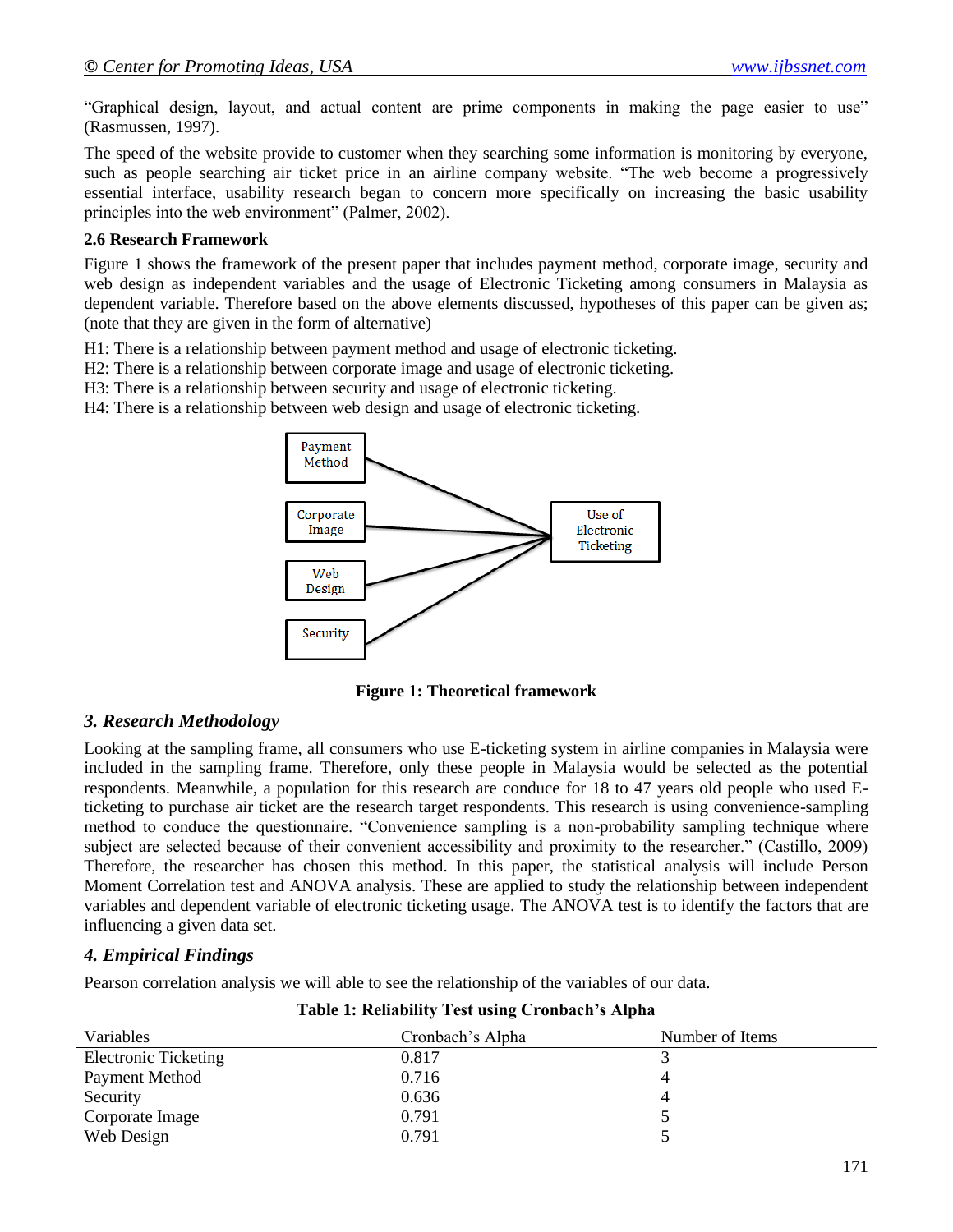"Graphical design, layout, and actual content are prime components in making the page easier to use" (Rasmussen, 1997).

The speed of the website provide to customer when they searching some information is monitoring by everyone, such as people searching air ticket price in an airline company website. "The web become a progressively essential interface, usability research began to concern more specifically on increasing the basic usability principles into the web environment" (Palmer, 2002).

**2.6 Research Framework**

Figure 1 shows the framework of the present paper that includes payment method, corporate image, security and web design as independent variables and the usage of Electronic Ticketing among consumers in Malaysia as dependent variable. Therefore based on the above elements discussed, hypotheses of this paper can be given as; (note that they are given in the form of alternative)

H1: There is a relationship between payment method and usage of electronic ticketing.
H2: There is a relationship between corporate image and usage of electronic ticketing.
H3: There is a relationship between security and usage of electronic ticketing.
H4: There is a relationship between web design and usage of electronic ticketing.

Payment Method

Corporate Image

Web Design

Security

Use of Electronic Ticketing

**Figure 1: Theoretical framework**

## *3. Research Methodology*

Looking at the sampling frame, all consumers who use E-ticketing system in airline companies in Malaysia were included in the sampling frame. Therefore, only these people in Malaysia would be selected as the potential respondents. Meanwhile, a population for this research are conduce for 18 to 47 years old people who used E-ticketing to purchase air ticket are the research target respondents. This research is using convenience-sampling method to conduce the questionnaire. "Convenience sampling is a non-probability sampling technique where subject are selected because of their convenient accessibility and proximity to the researcher." (Castillo, 2009) Therefore, the researcher has chosen this method. In this paper, the statistical analysis will include Person Moment Correlation test and ANOVA analysis. These are applied to study the relationship between independent variables and dependent variable of electronic ticketing usage. The ANOVA test is to identify the factors that are influencing a given data set.

## *4. Empirical Findings*

Pearson correlation analysis we will able to see the relationship of the variables of our data.

**Table 1: Reliability Test using Cronbach's Alpha**

| Variables | Cronbach's Alpha | Number of Items |
|---|---|---|
| Electronic Ticketing | 0.817 | 3 |
| Payment Method | 0.716 | 4 |
| Security | 0.636 | 4 |
| Corporate Image | 0.791 | 5 |
| Web Design | 0.791 | 5 |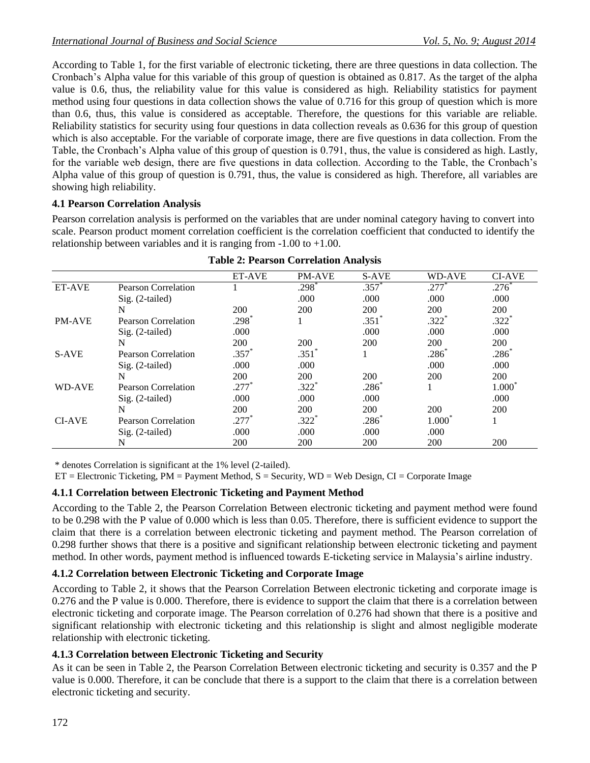According to Table 1, for the first variable of electronic ticketing, there are three questions in data collection. The Cronbach's Alpha value for this variable of this group of question is obtained as 0.817. As the target of the alpha value is 0.6, thus, the reliability value for this value is considered as high. Reliability statistics for payment method using four questions in data collection shows the value of 0.716 for this group of question which is more than 0.6, thus, this value is considered as acceptable. Therefore, the questions for this variable are reliable. Reliability statistics for security using four questions in data collection reveals as 0.636 for this group of question which is also acceptable. For the variable of corporate image, there are five questions in data collection. From the Table, the Cronbach's Alpha value of this group of question is 0.791, thus, the value is considered as high. Lastly, for the variable web design, there are five questions in data collection. According to the Table, the Cronbach's Alpha value of this group of question is 0.791, thus, the value is considered as high. Therefore, all variables are showing high reliability.

### 4.1 Pearson Correlation Analysis

Pearson correlation analysis is performed on the variables that are under nominal category having to convert into scale. Pearson product moment correlation coefficient is the correlation coefficient that conducted to identify the relationship between variables and it is ranging from -1.00 to +1.00.

**Table 2: Pearson Correlation Analysis**

| | | ET-AVE | PM-AVE | S-AVE | WD-AVE | CI-AVE |
|---|---|---|---|---|---|---|
| ET-AVE | Pearson Correlation | 1 | .298* | .357* | .277* | .276* |
| | Sig. (2-tailed) | | .000 | .000 | .000 | .000 |
| | N | 200 | 200 | 200 | 200 | 200 |
| PM-AVE | Pearson Correlation | .298* | 1 | .351* | .322* | .322* |
| | Sig. (2-tailed) | .000 | | .000 | .000 | .000 |
| | N | 200 | 200 | 200 | 200 | 200 |
| S-AVE | Pearson Correlation | .357* | .351* | 1 | .286* | .286* |
| | Sig. (2-tailed) | .000 | .000 | | .000 | .000 |
| | N | 200 | 200 | 200 | 200 | 200 |
| WD-AVE | Pearson Correlation | .277* | .322* | .286* | 1 | 1.000* |
| | Sig. (2-tailed) | .000 | .000 | .000 | | .000 |
| | N | 200 | 200 | 200 | 200 | 200 |
| CI-AVE | Pearson Correlation | .277* | .322* | .286* | 1.000* | 1 |
| | Sig. (2-tailed) | .000 | .000 | .000 | .000 | |
| | N | 200 | 200 | 200 | 200 | 200 |

\* denotes Correlation is significant at the 1% level (2-tailed).

ET = Electronic Ticketing, PM = Payment Method, S = Security, WD = Web Design, CI = Corporate Image

#### 4.1.1 Correlation between Electronic Ticketing and Payment Method

According to the Table 2, the Pearson Correlation Between electronic ticketing and payment method were found to be 0.298 with the P value of 0.000 which is less than 0.05. Therefore, there is sufficient evidence to support the claim that there is a correlation between electronic ticketing and payment method. The Pearson correlation of 0.298 further shows that there is a positive and significant relationship between electronic ticketing and payment method. In other words, payment method is influenced towards E-ticketing service in Malaysia's airline industry.

#### 4.1.2 Correlation between Electronic Ticketing and Corporate Image

According to Table 2, it shows that the Pearson Correlation Between electronic ticketing and corporate image is 0.276 and the P value is 0.000. Therefore, there is evidence to support the claim that there is a correlation between electronic ticketing and corporate image. The Pearson correlation of 0.276 had shown that there is a positive and significant relationship with electronic ticketing and this relationship is slight and almost negligible moderate relationship with electronic ticketing.

#### 4.1.3 Correlation between Electronic Ticketing and Security

As it can be seen in Table 2, the Pearson Correlation Between electronic ticketing and security is 0.357 and the P value is 0.000. Therefore, it can be conclude that there is a support to the claim that there is a correlation between electronic ticketing and security.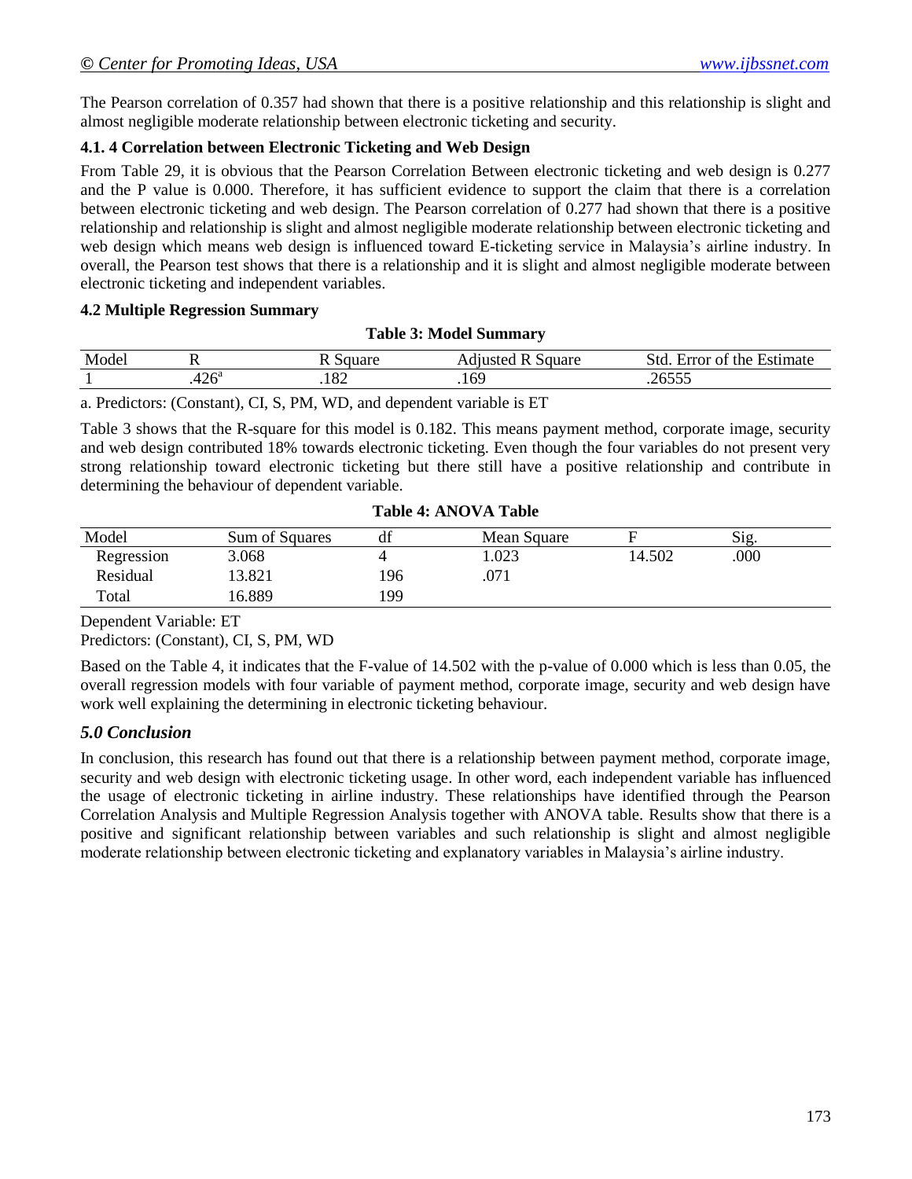The Pearson correlation of 0.357 had shown that there is a positive relationship and this relationship is slight and almost negligible moderate relationship between electronic ticketing and security.

#### 4.1. 4 Correlation between Electronic Ticketing and Web Design

From Table 29, it is obvious that the Pearson Correlation Between electronic ticketing and web design is 0.277 and the P value is 0.000. Therefore, it has sufficient evidence to support the claim that there is a correlation between electronic ticketing and web design. The Pearson correlation of 0.277 had shown that there is a positive relationship and relationship is slight and almost negligible moderate relationship between electronic ticketing and web design which means web design is influenced toward E-ticketing service in Malaysia's airline industry. In overall, the Pearson test shows that there is a relationship and it is slight and almost negligible moderate between electronic ticketing and independent variables.

### 4.2 Multiple Regression Summary

**Table 3: Model Summary**

| Model | R | R Square | Adjusted R Square | Std. Error of the Estimate |
|---|---|---|---|---|
| 1 | .426[a] | .182 | .169 | .26555 |

a. Predictors: (Constant), CI, S, PM, WD, and dependent variable is ET

Table 3 shows that the R-square for this model is 0.182. This means payment method, corporate image, security and web design contributed 18% towards electronic ticketing. Even though the four variables do not present very strong relationship toward electronic ticketing but there still have a positive relationship and contribute in determining the behaviour of dependent variable.

**Table 4: ANOVA Table**

| Model | Sum of Squares | df | Mean Square | F | Sig. |
|---|---|---|---|---|---|
| Regression | 3.068 | 4 | 1.023 | 14.502 | .000 |
| Residual | 13.821 | 196 | .071 | | |
| Total | 16.889 | 199 | | | |

Dependent Variable: ET

Predictors: (Constant), CI, S, PM, WD

Based on the Table 4, it indicates that the F-value of 14.502 with the p-value of 0.000 which is less than 0.05, the overall regression models with four variable of payment method, corporate image, security and web design have work well explaining the determining in electronic ticketing behaviour.

## *5.0 Conclusion*

In conclusion, this research has found out that there is a relationship between payment method, corporate image, security and web design with electronic ticketing usage. In other word, each independent variable has influenced the usage of electronic ticketing in airline industry. These relationships have identified through the Pearson Correlation Analysis and Multiple Regression Analysis together with ANOVA table. Results show that there is a positive and significant relationship between variables and such relationship is slight and almost negligible moderate relationship between electronic ticketing and explanatory variables in Malaysia's airline industry.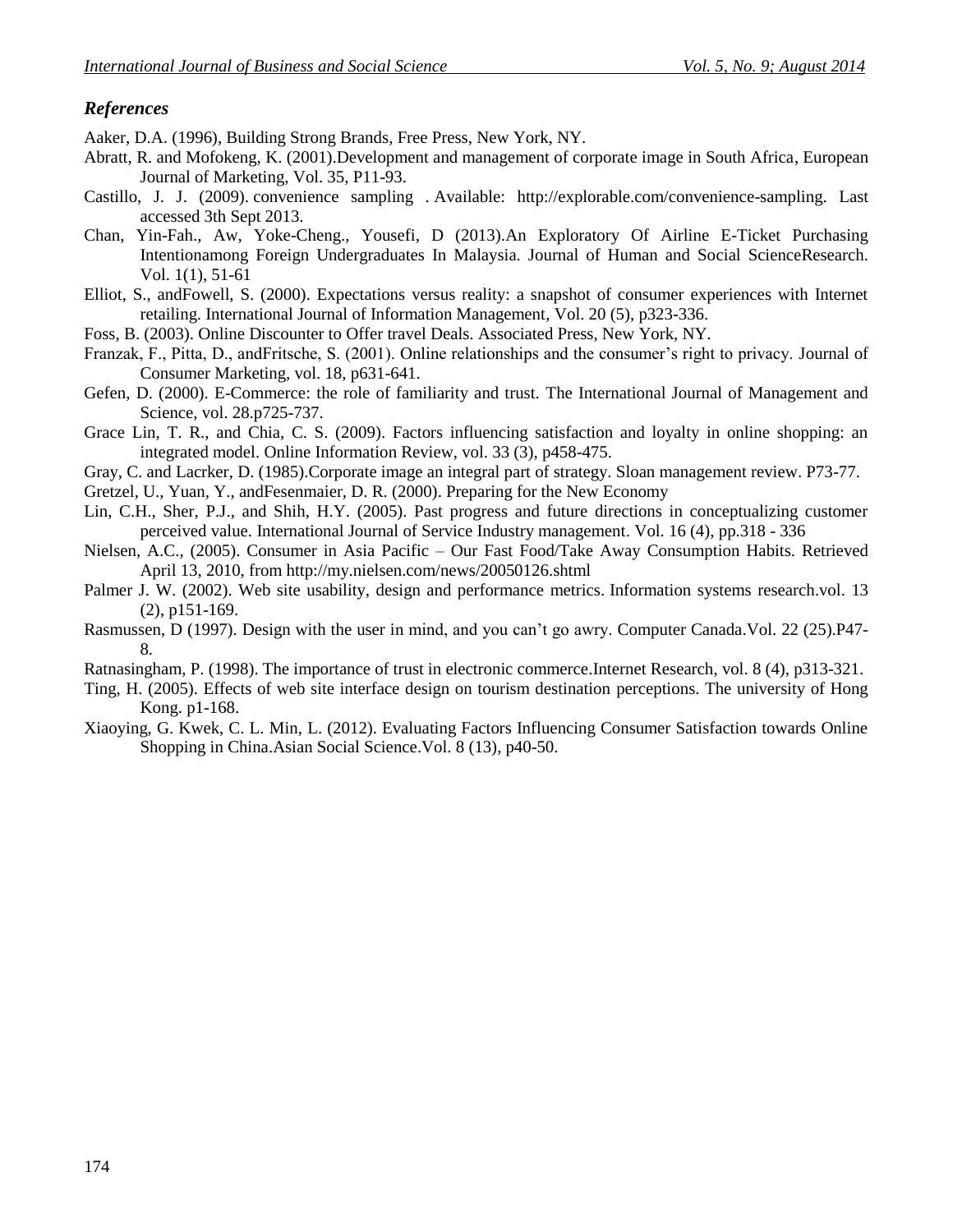### *References*

Aaker, D.A. (1996), Building Strong Brands, Free Press, New York, NY.

Abratt, R. and Mofokeng, K. (2001).Development and management of corporate image in South Africa, European Journal of Marketing, Vol. 35, P11-93.

Castillo, J. J. (2009). convenience sampling . Available: http://explorable.com/convenience-sampling. Last accessed 3th Sept 2013.

Chan, Yin-Fah., Aw, Yoke-Cheng., Yousefi, D (2013).An Exploratory Of Airline E-Ticket Purchasing Intentionamong Foreign Undergraduates In Malaysia. Journal of Human and Social ScienceResearch. Vol. 1(1), 51-61

Elliot, S., andFowell, S. (2000). Expectations versus reality: a snapshot of consumer experiences with Internet retailing. International Journal of Information Management, Vol. 20 (5), p323-336.

Foss, B. (2003). Online Discounter to Offer travel Deals. Associated Press, New York, NY.

Franzak, F., Pitta, D., andFritsche, S. (2001). Online relationships and the consumer's right to privacy. Journal of Consumer Marketing, vol. 18, p631-641.

Gefen, D. (2000). E-Commerce: the role of familiarity and trust. The International Journal of Management and Science, vol. 28.p725-737.

Grace Lin, T. R., and Chia, C. S. (2009). Factors influencing satisfaction and loyalty in online shopping: an integrated model. Online Information Review, vol. 33 (3), p458-475.

Gray, C. and Lacrker, D. (1985).Corporate image an integral part of strategy. Sloan management review. P73-77.

Gretzel, U., Yuan, Y., andFesenmaier, D. R. (2000). Preparing for the New Economy

Lin, C.H., Sher, P.J., and Shih, H.Y. (2005). Past progress and future directions in conceptualizing customer perceived value. International Journal of Service Industry management. Vol. 16 (4), pp.318 - 336

Nielsen, A.C., (2005). Consumer in Asia Pacific – Our Fast Food/Take Away Consumption Habits. Retrieved April 13, 2010, from http://my.nielsen.com/news/20050126.shtml

Palmer J. W. (2002). Web site usability, design and performance metrics. Information systems research.vol. 13 (2), p151-169.

Rasmussen, D (1997). Design with the user in mind, and you can't go awry. Computer Canada.Vol. 22 (25).P47-8.

Ratnasingham, P. (1998). The importance of trust in electronic commerce.Internet Research, vol. 8 (4), p313-321.

Ting, H. (2005). Effects of web site interface design on tourism destination perceptions. The university of Hong Kong. p1-168.

Xiaoying, G. Kwek, C. L. Min, L. (2012). Evaluating Factors Influencing Consumer Satisfaction towards Online Shopping in China.Asian Social Science.Vol. 8 (13), p40-50.